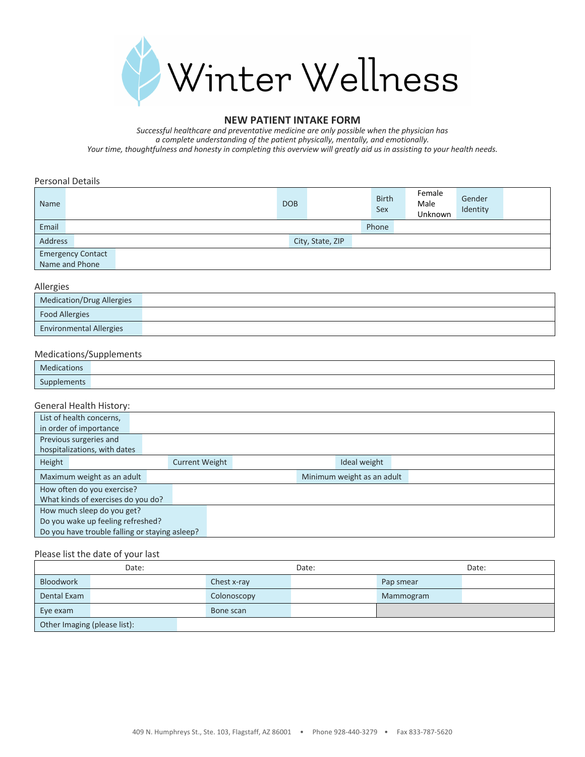# Winter Wellness

## NEW PATIENT INTAKE FORM

*Successful healthcare and preventative medicine are only possible when the physician has a complete understanding of the patient physically, mentally, and emotionally. Your time, thoughtfulness and honesty in completing this overview will greatly aid us in assisting to your health needs.*

### Personal Details

| Name | | DOB | | Birth Sex | Female<br>Male<br>Unknown | Gender Identity | |
|---|---|---|---|---|---|---|---|
| Email | | | | Phone | | | |
| Address | | City, State, ZIP | | | | | |
| Emergency Contact Name and Phone | | | | | | | |

### Allergies

| Medication/Drug Allergies | |
|---|---|
| Food Allergies | |
| Environmental Allergies | |

### Medications/Supplements

| Medications | |
|---|---|
| Supplements | |

### General Health History:

| List of health concerns, in order of importance | | | | | |
|---|---|---|---|---|---|
| Previous surgeries and hospitalizations, with dates | | | | | |
| Height | | Current Weight | | Ideal weight | |
| Maximum weight as an adult | | Minimum weight as an adult | | | |
| How often do you exercise?<br>What kinds of exercises do you do? | | | | | |
| How much sleep do you get?<br>Do you wake up feeling refreshed?<br>Do you have trouble falling or staying asleep? | | | | | |

### Please list the date of your last

| | Date: | | Date: | | Date: |
|---|---|---|---|---|---|
| Bloodwork | | Chest x-ray | | Pap smear | |
| Dental Exam | | Colonoscopy | | Mammogram | |
| Eye exam | | Bone scan | | | |
| Other Imaging (please list): | | | | | |

409 N. Humphreys St., Ste. 103, Flagstaff, AZ 86001 • Phone 928-440-3279 • Fax 833-787-5620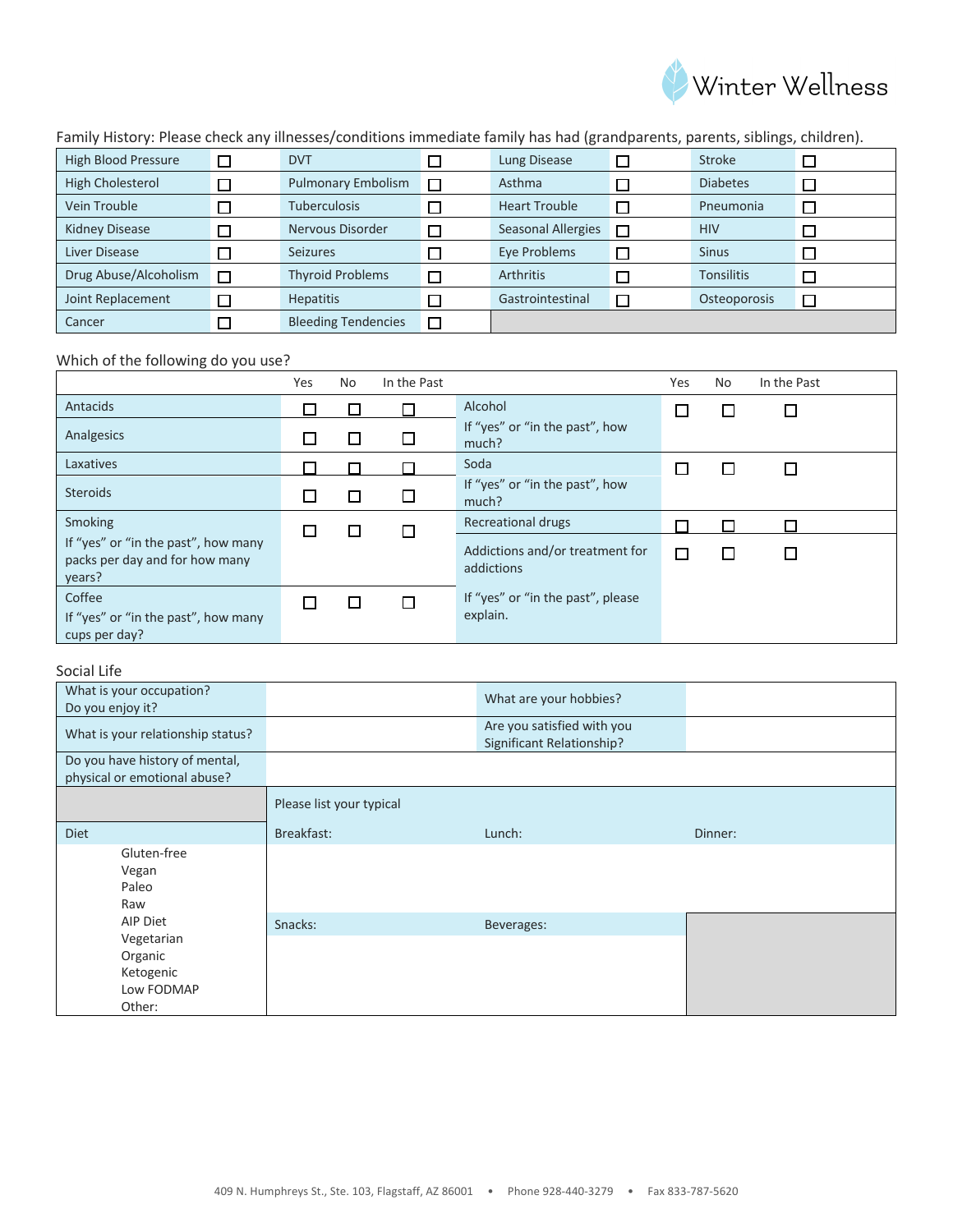Family History: Please check any illnesses/conditions immediate family has had (grandparents, parents, siblings, children).

| | | | | | | | |
|---|---|---|---|---|---|---|---|
| High Blood Pressure | ☐ | DVT | ☐ | Lung Disease | ☐ | Stroke | ☐ |
| High Cholesterol | ☐ | Pulmonary Embolism | ☐ | Asthma | ☐ | Diabetes | ☐ |
| Vein Trouble | ☐ | Tuberculosis | ☐ | Heart Trouble | ☐ | Pneumonia | ☐ |
| Kidney Disease | ☐ | Nervous Disorder | ☐ | Seasonal Allergies | ☐ | HIV | ☐ |
| Liver Disease | ☐ | Seizures | ☐ | Eye Problems | ☐ | Sinus | ☐ |
| Drug Abuse/Alcoholism | ☐ | Thyroid Problems | ☐ | Arthritis | ☐ | Tonsilitis | ☐ |
| Joint Replacement | ☐ | Hepatitis | ☐ | Gastrointestinal | ☐ | Osteoporosis | ☐ |
| Cancer | ☐ | Bleeding Tendencies | ☐ | | | | |

Which of the following do you use?

| | Yes | No | In the Past | | Yes | No | In the Past |
|---|---|---|---|---|---|---|---|
| Antacids | ☐ | ☐ | ☐ | Alcohol<br>If "yes" or "in the past", how much? | ☐ | ☐ | ☐ |
| Analgesics | ☐ | ☐ | ☐ | | | | |
| Laxatives | ☐ | ☐ | ☐ | Soda<br>If "yes" or "in the past", how much? | ☐ | ☐ | ☐ |
| Steroids | ☐ | ☐ | ☐ | | | | |
| Smoking<br>If "yes" or "in the past", how many packs per day and for how many years? | ☐ | ☐ | ☐ | Recreational drugs | ☐ | ☐ | ☐ |
| | | | | Addictions and/or treatment for addictions | ☐ | ☐ | ☐ |
| Coffee<br>If "yes" or "in the past", how many cups per day? | ☐ | ☐ | ☐ | If "yes" or "in the past", please explain. | | | |

Social Life

| | | | |
|---|---|---|---|
| What is your occupation?<br>Do you enjoy it? | | What are your hobbies? | |
| What is your relationship status? | | Are you satisfied with you Significant Relationship? | |
| Do you have history of mental, physical or emotional abuse? | | | |

| | | | |
|---|---|---|---|
| | Please list your typical | | |
| Diet | Breakfast: | Lunch: | Dinner: |
| Gluten-free<br>Vegan<br>Paleo<br>Raw<br>AIP Diet<br>Vegetarian<br>Organic<br>Ketogenic<br>Low FODMAP<br>Other: | Snacks: | Beverages: | |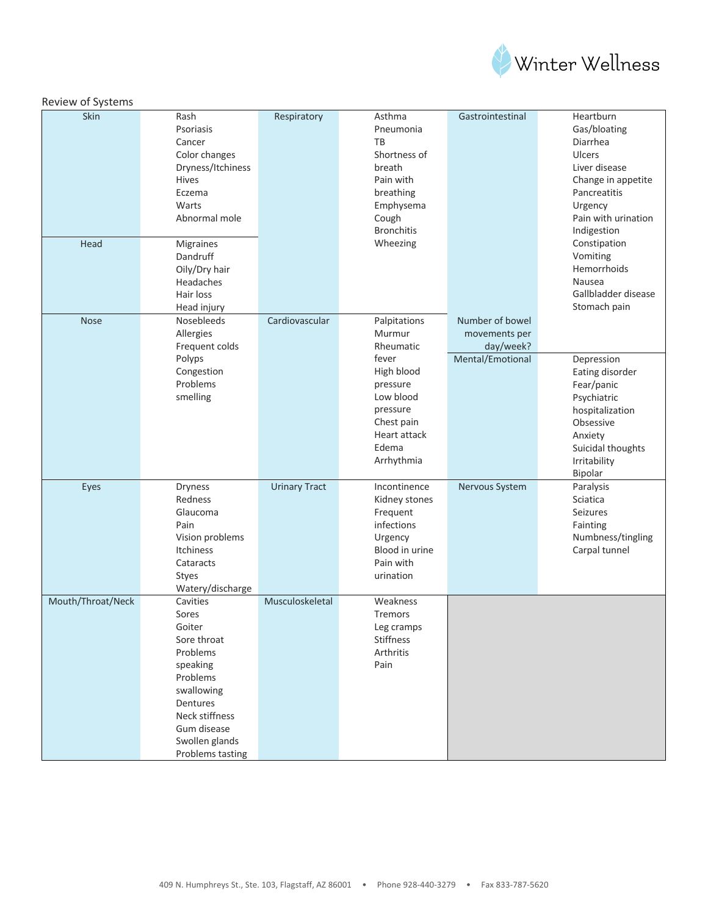Winter Wellness

## Review of Systems

| Skin | Rash<br>Psoriasis<br>Cancer<br>Color changes<br>Dryness/Itchiness<br>Hives<br>Eczema<br>Warts<br>Abnormal mole | Respiratory | Asthma<br>Pneumonia<br>TB<br>Shortness of breath<br>Pain with breathing<br>Emphysema<br>Cough<br>Bronchitis<br>Wheezing | Gastrointestinal | Heartburn<br>Gas/bloating<br>Diarrhea<br>Ulcers<br>Liver disease<br>Change in appetite<br>Pancreatitis<br>Urgency<br>Pain with urination<br>Indigestion<br>Constipation<br>Vomiting<br>Hemorrhoids<br>Nausea<br>Gallbladder disease<br>Stomach pain |
|---|---|---|---|---|---|
| Head | Migraines<br>Dandruff<br>Oily/Dry hair<br>Headaches<br>Hair loss<br>Head injury | | | Number of bowel movements per day/week? | |
| Nose | Nosebleeds<br>Allergies<br>Frequent colds<br>Polyps<br>Congestion<br>Problems smelling | Cardiovascular | Palpitations<br>Murmur<br>Rheumatic fever<br>High blood pressure<br>Low blood pressure<br>Chest pain<br>Heart attack<br>Edema<br>Arrhythmia | Mental/Emotional | Depression<br>Eating disorder<br>Fear/panic<br>Psychiatric hospitalization<br>Obsessive<br>Anxiety<br>Suicidal thoughts<br>Irritability<br>Bipolar |
| Eyes | Dryness<br>Redness<br>Glaucoma<br>Pain<br>Vision problems<br>Itchiness<br>Cataracts<br>Styes<br>Watery/discharge | Urinary Tract | Incontinence<br>Kidney stones<br>Frequent infections<br>Urgency<br>Blood in urine<br>Pain with urination | Nervous System | Paralysis<br>Sciatica<br>Seizures<br>Fainting<br>Numbness/tingling<br>Carpal tunnel |
| Mouth/Throat/Neck | Cavities<br>Sores<br>Goiter<br>Sore throat<br>Problems speaking<br>Problems swallowing<br>Dentures<br>Neck stiffness<br>Gum disease<br>Swollen glands<br>Problems tasting | Musculoskeletal | Weakness<br>Tremors<br>Leg cramps<br>Stiffness<br>Arthritis<br>Pain | | |

409 N. Humphreys St., Ste. 103, Flagstaff, AZ 86001 • Phone 928-440-3279 • Fax 833-787-5620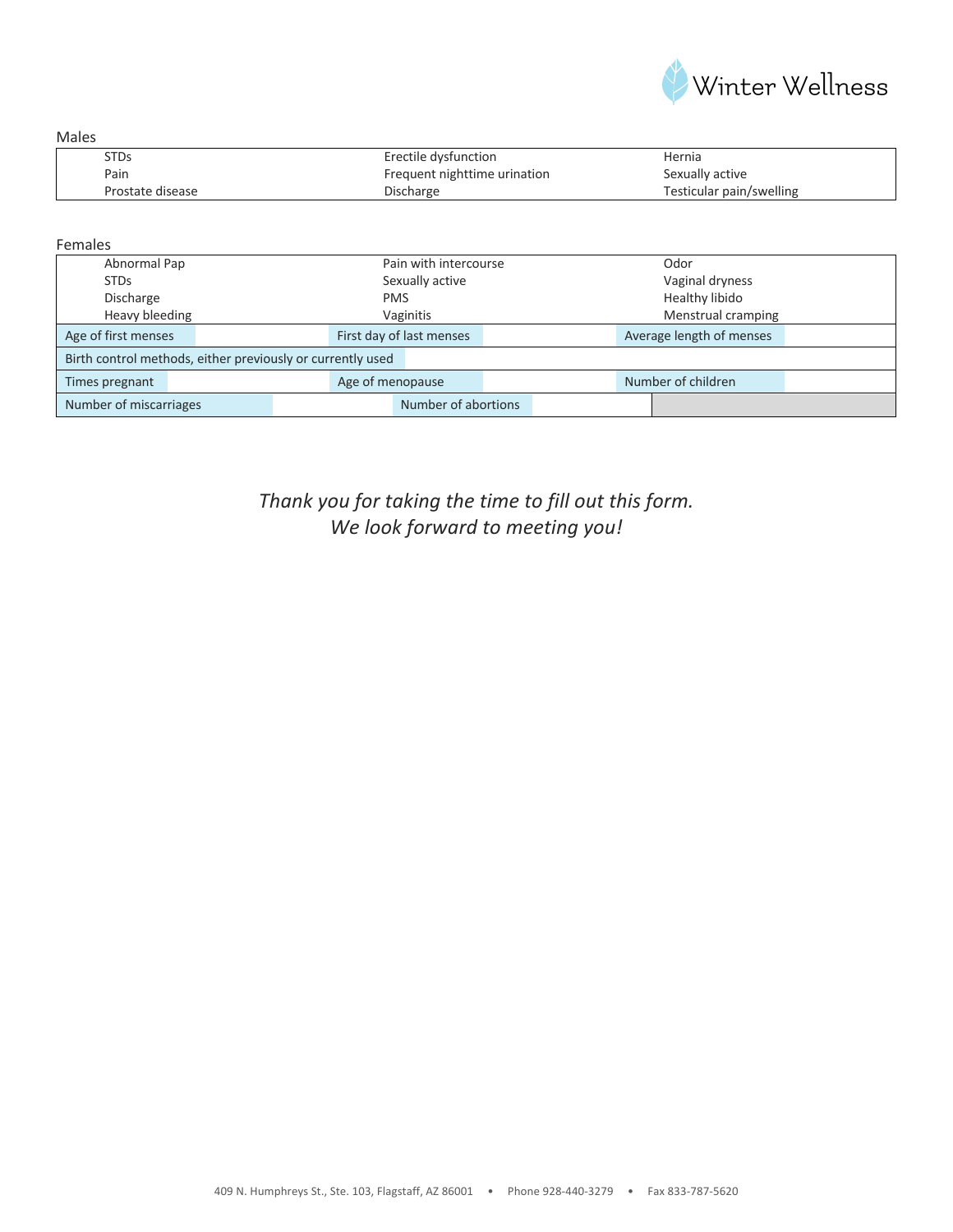Winter Wellness

Males

| | | |
|---|---|---|
| STDs | Erectile dysfunction | Hernia |
| Pain | Frequent nighttime urination | Sexually active |
| Prostate disease | Discharge | Testicular pain/swelling |

Females

| | | |
|---|---|---|
| Abnormal Pap | Pain with intercourse | Odor |
| STDs | Sexually active | Vaginal dryness |
| Discharge | PMS | Healthy libido |
| Heavy bleeding | Vaginitis | Menstrual cramping |

| | | | | | |
|---|---|---|---|---|---|
| Age of first menses | | First day of last menses | | Average length of menses | |
| Birth control methods, either previously or currently used | | | | | |
| Times pregnant | | Age of menopause | | Number of children | |
| Number of miscarriages | | Number of abortions | | | |

*Thank you for taking the time to fill out this form.*
*We look forward to meeting you!*

409 N. Humphreys St., Ste. 103, Flagstaff, AZ 86001 • Phone 928-440-3279 • Fax 833-787-5620